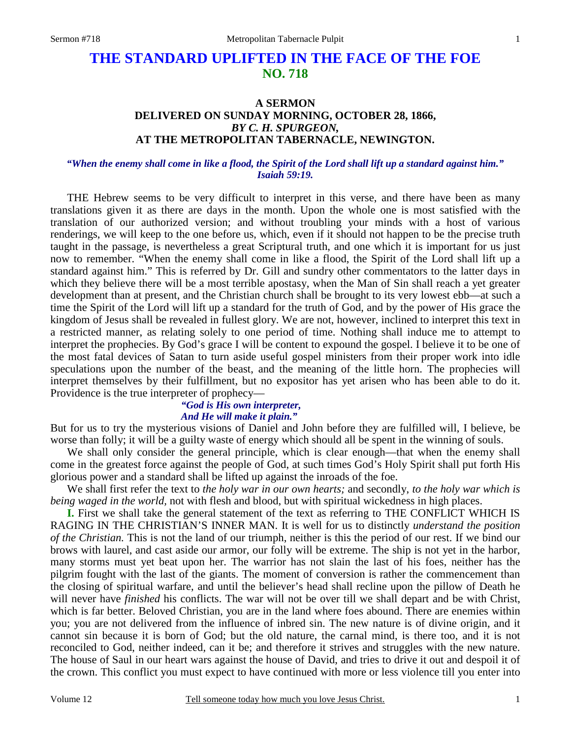# THE STANDARD UPLIFTED IN THE FACE OF THE FOE
## NO. 718

### A SERMON
### DELIVERED ON SUNDAY MORNING, OCTOBER 28, 1866,
### *BY C. H. SPURGEON,*
### AT THE METROPOLITAN TABERNACLE, NEWINGTON.

***"When the enemy shall come in like a flood, the Spirit of the Lord shall lift up a standard against him." Isaiah 59:19.***

THE Hebrew seems to be very difficult to interpret in this verse, and there have been as many translations given it as there are days in the month. Upon the whole one is most satisfied with the translation of our authorized version; and without troubling your minds with a host of various renderings, we will keep to the one before us, which, even if it should not happen to be the precise truth taught in the passage, is nevertheless a great Scriptural truth, and one which it is important for us just now to remember. "When the enemy shall come in like a flood, the Spirit of the Lord shall lift up a standard against him." This is referred by Dr. Gill and sundry other commentators to the latter days in which they believe there will be a most terrible apostasy, when the Man of Sin shall reach a yet greater development than at present, and the Christian church shall be brought to its very lowest ebb—at such a time the Spirit of the Lord will lift up a standard for the truth of God, and by the power of His grace the kingdom of Jesus shall be revealed in fullest glory. We are not, however, inclined to interpret this text in a restricted manner, as relating solely to one period of time. Nothing shall induce me to attempt to interpret the prophecies. By God's grace I will be content to expound the gospel. I believe it to be one of the most fatal devices of Satan to turn aside useful gospel ministers from their proper work into idle speculations upon the number of the beast, and the meaning of the little horn. The prophecies will interpret themselves by their fulfillment, but no expositor has yet arisen who has been able to do it. Providence is the true interpreter of prophecy—

*"God is His own interpreter,*
*And He will make it plain."*

But for us to try the mysterious visions of Daniel and John before they are fulfilled will, I believe, be worse than folly; it will be a guilty waste of energy which should all be spent in the winning of souls.

We shall only consider the general principle, which is clear enough—that when the enemy shall come in the greatest force against the people of God, at such times God's Holy Spirit shall put forth His glorious power and a standard shall be lifted up against the inroads of the foe.

We shall first refer the text to *the holy war in our own hearts;* and secondly, *to the holy war which is being waged in the world,* not with flesh and blood, but with spiritual wickedness in high places.

**I.** First we shall take the general statement of the text as referring to THE CONFLICT WHICH IS RAGING IN THE CHRISTIAN'S INNER MAN. It is well for us to distinctly *understand the position of the Christian.* This is not the land of our triumph, neither is this the period of our rest. If we bind our brows with laurel, and cast aside our armor, our folly will be extreme. The ship is not yet in the harbor, many storms must yet beat upon her. The warrior has not slain the last of his foes, neither has the pilgrim fought with the last of the giants. The moment of conversion is rather the commencement than the closing of spiritual warfare, and until the believer's head shall recline upon the pillow of Death he will never have *finished* his conflicts. The war will not be over till we shall depart and be with Christ, which is far better. Beloved Christian, you are in the land where foes abound. There are enemies within you; you are not delivered from the influence of inbred sin. The new nature is of divine origin, and it cannot sin because it is born of God; but the old nature, the carnal mind, is there too, and it is not reconciled to God, neither indeed, can it be; and therefore it strives and struggles with the new nature. The house of Saul in our heart wars against the house of David, and tries to drive it out and despoil it of the crown. This conflict you must expect to have continued with more or less violence till you enter into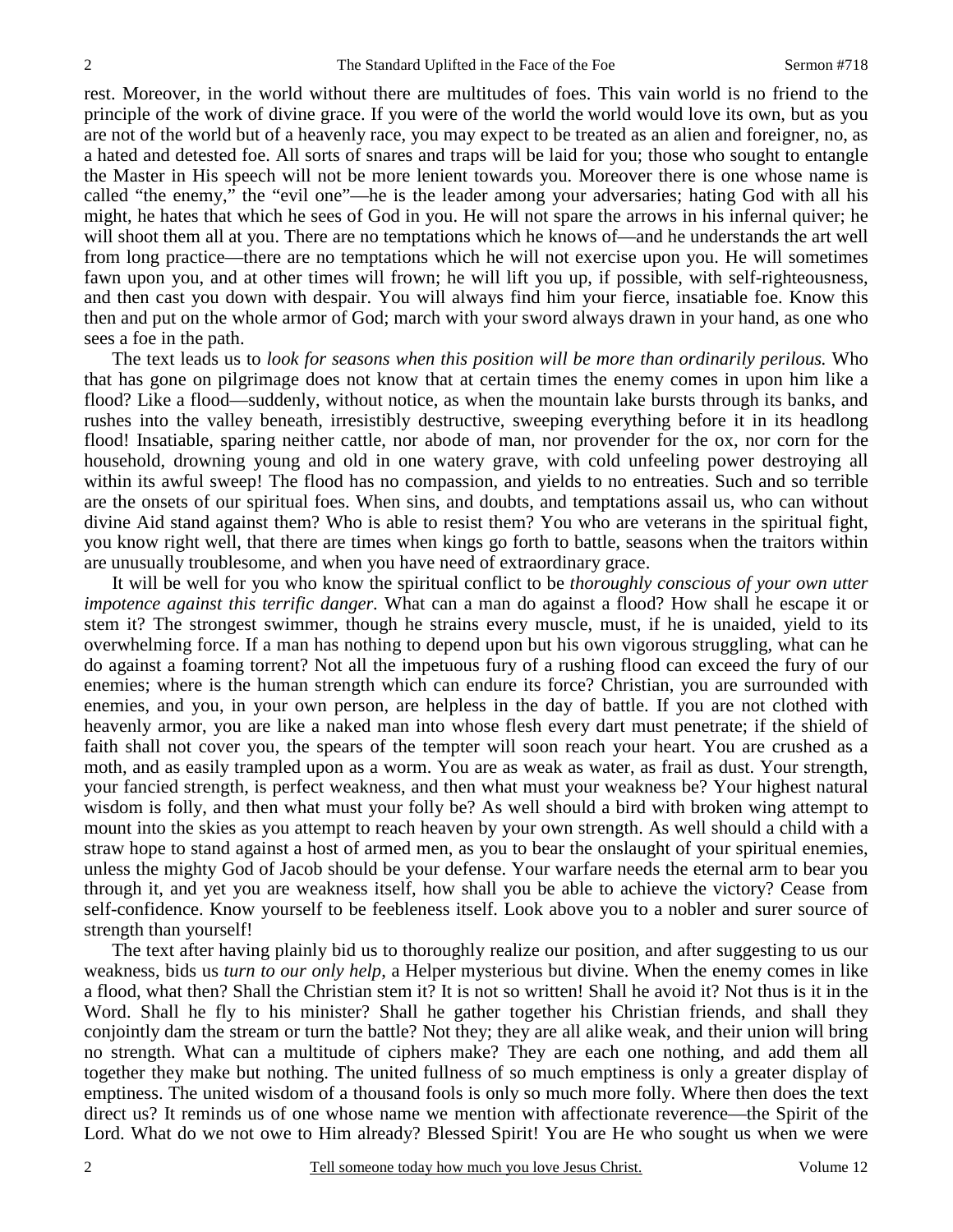rest. Moreover, in the world without there are multitudes of foes. This vain world is no friend to the principle of the work of divine grace. If you were of the world the world would love its own, but as you are not of the world but of a heavenly race, you may expect to be treated as an alien and foreigner, no, as a hated and detested foe. All sorts of snares and traps will be laid for you; those who sought to entangle the Master in His speech will not be more lenient towards you. Moreover there is one whose name is called "the enemy," the "evil one"—he is the leader among your adversaries; hating God with all his might, he hates that which he sees of God in you. He will not spare the arrows in his infernal quiver; he will shoot them all at you. There are no temptations which he knows of—and he understands the art well from long practice—there are no temptations which he will not exercise upon you. He will sometimes fawn upon you, and at other times will frown; he will lift you up, if possible, with self-righteousness, and then cast you down with despair. You will always find him your fierce, insatiable foe. Know this then and put on the whole armor of God; march with your sword always drawn in your hand, as one who sees a foe in the path.

The text leads us to *look for seasons when this position will be more than ordinarily perilous.* Who that has gone on pilgrimage does not know that at certain times the enemy comes in upon him like a flood? Like a flood—suddenly, without notice, as when the mountain lake bursts through its banks, and rushes into the valley beneath, irresistibly destructive, sweeping everything before it in its headlong flood! Insatiable, sparing neither cattle, nor abode of man, nor provender for the ox, nor corn for the household, drowning young and old in one watery grave, with cold unfeeling power destroying all within its awful sweep! The flood has no compassion, and yields to no entreaties. Such and so terrible are the onsets of our spiritual foes. When sins, and doubts, and temptations assail us, who can without divine Aid stand against them? Who is able to resist them? You who are veterans in the spiritual fight, you know right well, that there are times when kings go forth to battle, seasons when the traitors within are unusually troublesome, and when you have need of extraordinary grace.

It will be well for you who know the spiritual conflict to be *thoroughly conscious of your own utter impotence against this terrific danger.* What can a man do against a flood? How shall he escape it or stem it? The strongest swimmer, though he strains every muscle, must, if he is unaided, yield to its overwhelming force. If a man has nothing to depend upon but his own vigorous struggling, what can he do against a foaming torrent? Not all the impetuous fury of a rushing flood can exceed the fury of our enemies; where is the human strength which can endure its force? Christian, you are surrounded with enemies, and you, in your own person, are helpless in the day of battle. If you are not clothed with heavenly armor, you are like a naked man into whose flesh every dart must penetrate; if the shield of faith shall not cover you, the spears of the tempter will soon reach your heart. You are crushed as a moth, and as easily trampled upon as a worm. You are as weak as water, as frail as dust. Your strength, your fancied strength, is perfect weakness, and then what must your weakness be? Your highest natural wisdom is folly, and then what must your folly be? As well should a bird with broken wing attempt to mount into the skies as you attempt to reach heaven by your own strength. As well should a child with a straw hope to stand against a host of armed men, as you to bear the onslaught of your spiritual enemies, unless the mighty God of Jacob should be your defense. Your warfare needs the eternal arm to bear you through it, and yet you are weakness itself, how shall you be able to achieve the victory? Cease from self-confidence. Know yourself to be feebleness itself. Look above you to a nobler and surer source of strength than yourself!

The text after having plainly bid us to thoroughly realize our position, and after suggesting to us our weakness, bids us *turn to our only help*, a Helper mysterious but divine. When the enemy comes in like a flood, what then? Shall the Christian stem it? It is not so written! Shall he avoid it? Not thus is it in the Word. Shall he fly to his minister? Shall he gather together his Christian friends, and shall they conjointly dam the stream or turn the battle? Not they; they are all alike weak, and their union will bring no strength. What can a multitude of ciphers make? They are each one nothing, and add them all together they make but nothing. The united fullness of so much emptiness is only a greater display of emptiness. The united wisdom of a thousand fools is only so much more folly. Where then does the text direct us? It reminds us of one whose name we mention with affectionate reverence—the Spirit of the Lord. What do we not owe to Him already? Blessed Spirit! You are He who sought us when we were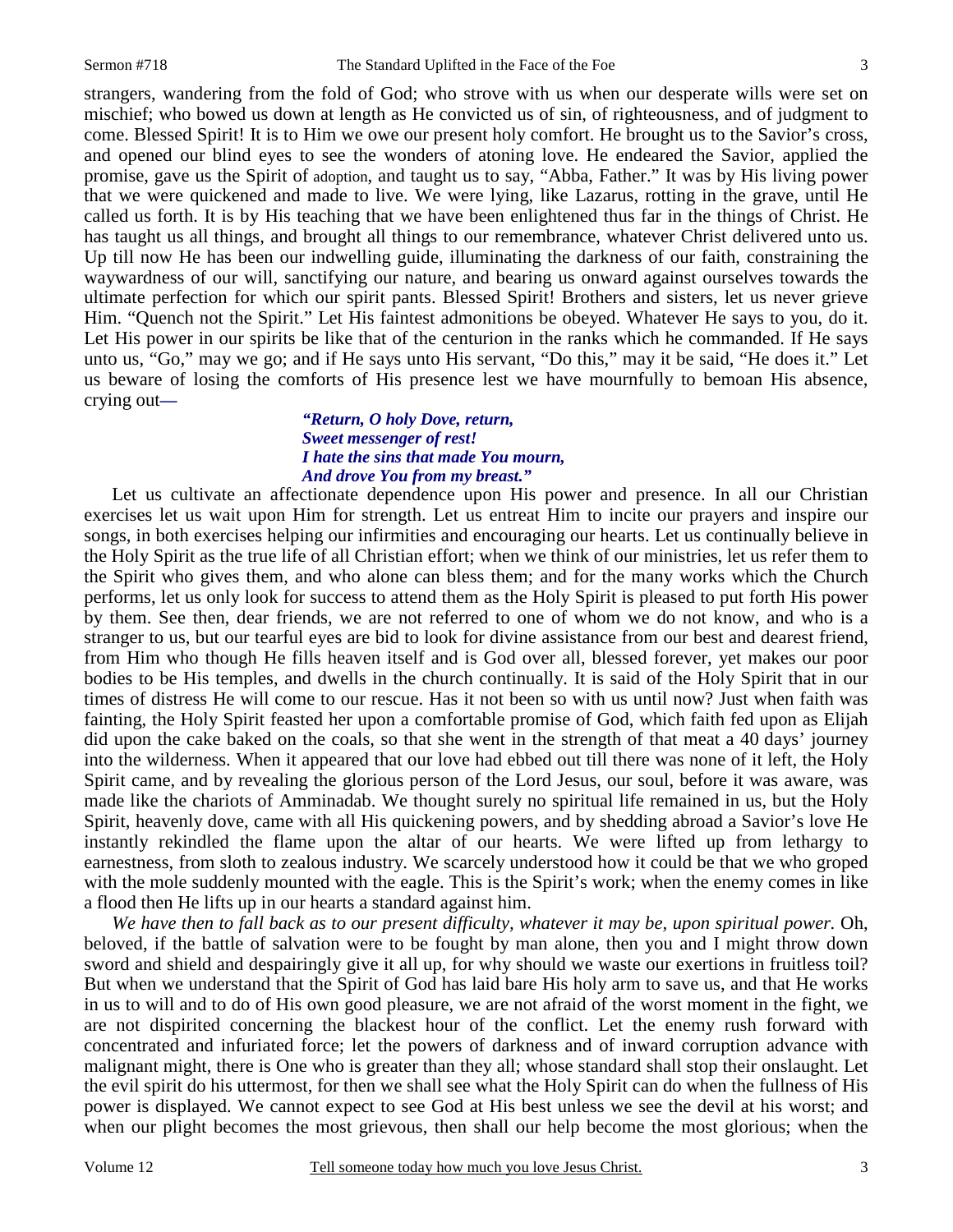strangers, wandering from the fold of God; who strove with us when our desperate wills were set on mischief; who bowed us down at length as He convicted us of sin, of righteousness, and of judgment to come. Blessed Spirit! It is to Him we owe our present holy comfort. He brought us to the Savior's cross, and opened our blind eyes to see the wonders of atoning love. He endeared the Savior, applied the promise, gave us the Spirit of adoption, and taught us to say, "Abba, Father." It was by His living power that we were quickened and made to live. We were lying, like Lazarus, rotting in the grave, until He called us forth. It is by His teaching that we have been enlightened thus far in the things of Christ. He has taught us all things, and brought all things to our remembrance, whatever Christ delivered unto us. Up till now He has been our indwelling guide, illuminating the darkness of our faith, constraining the waywardness of our will, sanctifying our nature, and bearing us onward against ourselves towards the ultimate perfection for which our spirit pants. Blessed Spirit! Brothers and sisters, let us never grieve Him. "Quench not the Spirit." Let His faintest admonitions be obeyed. Whatever He says to you, do it. Let His power in our spirits be like that of the centurion in the ranks which he commanded. If He says unto us, "Go," may we go; and if He says unto His servant, "Do this," may it be said, "He does it." Let us beware of losing the comforts of His presence lest we have mournfully to bemoan His absence, crying out—

> ***"Return, O holy Dove, return,***
> ***Sweet messenger of rest!***
> ***I hate the sins that made You mourn,***
> ***And drove You from my breast."***

Let us cultivate an affectionate dependence upon His power and presence. In all our Christian exercises let us wait upon Him for strength. Let us entreat Him to incite our prayers and inspire our songs, in both exercises helping our infirmities and encouraging our hearts. Let us continually believe in the Holy Spirit as the true life of all Christian effort; when we think of our ministries, let us refer them to the Spirit who gives them, and who alone can bless them; and for the many works which the Church performs, let us only look for success to attend them as the Holy Spirit is pleased to put forth His power by them. See then, dear friends, we are not referred to one of whom we do not know, and who is a stranger to us, but our tearful eyes are bid to look for divine assistance from our best and dearest friend, from Him who though He fills heaven itself and is God over all, blessed forever, yet makes our poor bodies to be His temples, and dwells in the church continually. It is said of the Holy Spirit that in our times of distress He will come to our rescue. Has it not been so with us until now? Just when faith was fainting, the Holy Spirit feasted her upon a comfortable promise of God, which faith fed upon as Elijah did upon the cake baked on the coals, so that she went in the strength of that meat a 40 days' journey into the wilderness. When it appeared that our love had ebbed out till there was none of it left, the Holy Spirit came, and by revealing the glorious person of the Lord Jesus, our soul, before it was aware, was made like the chariots of Amminadab. We thought surely no spiritual life remained in us, but the Holy Spirit, heavenly dove, came with all His quickening powers, and by shedding abroad a Savior's love He instantly rekindled the flame upon the altar of our hearts. We were lifted up from lethargy to earnestness, from sloth to zealous industry. We scarcely understood how it could be that we who groped with the mole suddenly mounted with the eagle. This is the Spirit's work; when the enemy comes in like a flood then He lifts up in our hearts a standard against him.

*We have then to fall back as to our present difficulty, whatever it may be, upon spiritual power.* Oh, beloved, if the battle of salvation were to be fought by man alone, then you and I might throw down sword and shield and despairingly give it all up, for why should we waste our exertions in fruitless toil? But when we understand that the Spirit of God has laid bare His holy arm to save us, and that He works in us to will and to do of His own good pleasure, we are not afraid of the worst moment in the fight, we are not dispirited concerning the blackest hour of the conflict. Let the enemy rush forward with concentrated and infuriated force; let the powers of darkness and of inward corruption advance with malignant might, there is One who is greater than they all; whose standard shall stop their onslaught. Let the evil spirit do his uttermost, for then we shall see what the Holy Spirit can do when the fullness of His power is displayed. We cannot expect to see God at His best unless we see the devil at his worst; and when our plight becomes the most grievous, then shall our help become the most glorious; when the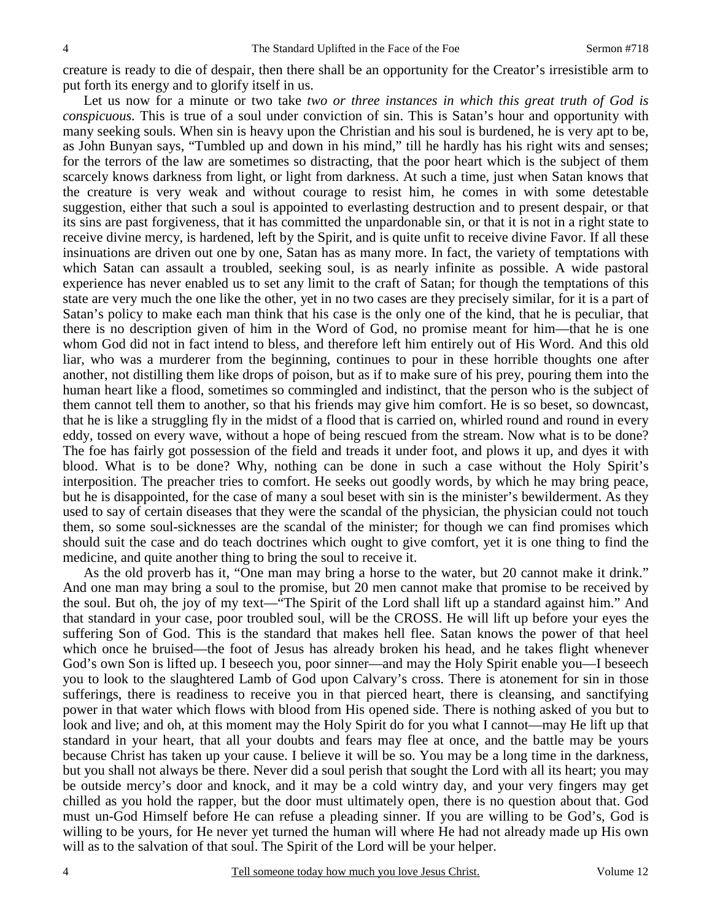creature is ready to die of despair, then there shall be an opportunity for the Creator's irresistible arm to put forth its energy and to glorify itself in us.

Let us now for a minute or two take *two or three instances in which this great truth of God is conspicuous.* This is true of a soul under conviction of sin. This is Satan's hour and opportunity with many seeking souls. When sin is heavy upon the Christian and his soul is burdened, he is very apt to be, as John Bunyan says, "Tumbled up and down in his mind," till he hardly has his right wits and senses; for the terrors of the law are sometimes so distracting, that the poor heart which is the subject of them scarcely knows darkness from light, or light from darkness. At such a time, just when Satan knows that the creature is very weak and without courage to resist him, he comes in with some detestable suggestion, either that such a soul is appointed to everlasting destruction and to present despair, or that its sins are past forgiveness, that it has committed the unpardonable sin, or that it is not in a right state to receive divine mercy, is hardened, left by the Spirit, and is quite unfit to receive divine Favor. If all these insinuations are driven out one by one, Satan has as many more. In fact, the variety of temptations with which Satan can assault a troubled, seeking soul, is as nearly infinite as possible. A wide pastoral experience has never enabled us to set any limit to the craft of Satan; for though the temptations of this state are very much the one like the other, yet in no two cases are they precisely similar, for it is a part of Satan's policy to make each man think that his case is the only one of the kind, that he is peculiar, that there is no description given of him in the Word of God, no promise meant for him—that he is one whom God did not in fact intend to bless, and therefore left him entirely out of His Word. And this old liar, who was a murderer from the beginning, continues to pour in these horrible thoughts one after another, not distilling them like drops of poison, but as if to make sure of his prey, pouring them into the human heart like a flood, sometimes so commingled and indistinct, that the person who is the subject of them cannot tell them to another, so that his friends may give him comfort. He is so beset, so downcast, that he is like a struggling fly in the midst of a flood that is carried on, whirled round and round in every eddy, tossed on every wave, without a hope of being rescued from the stream. Now what is to be done? The foe has fairly got possession of the field and treads it under foot, and plows it up, and dyes it with blood. What is to be done? Why, nothing can be done in such a case without the Holy Spirit's interposition. The preacher tries to comfort. He seeks out goodly words, by which he may bring peace, but he is disappointed, for the case of many a soul beset with sin is the minister's bewilderment. As they used to say of certain diseases that they were the scandal of the physician, the physician could not touch them, so some soul-sicknesses are the scandal of the minister; for though we can find promises which should suit the case and do teach doctrines which ought to give comfort, yet it is one thing to find the medicine, and quite another thing to bring the soul to receive it.

As the old proverb has it, "One man may bring a horse to the water, but 20 cannot make it drink." And one man may bring a soul to the promise, but 20 men cannot make that promise to be received by the soul. But oh, the joy of my text—"The Spirit of the Lord shall lift up a standard against him." And that standard in your case, poor troubled soul, will be the CROSS. He will lift up before your eyes the suffering Son of God. This is the standard that makes hell flee. Satan knows the power of that heel which once he bruised—the foot of Jesus has already broken his head, and he takes flight whenever God's own Son is lifted up. I beseech you, poor sinner—and may the Holy Spirit enable you—I beseech you to look to the slaughtered Lamb of God upon Calvary's cross. There is atonement for sin in those sufferings, there is readiness to receive you in that pierced heart, there is cleansing, and sanctifying power in that water which flows with blood from His opened side. There is nothing asked of you but to look and live; and oh, at this moment may the Holy Spirit do for you what I cannot—may He lift up that standard in your heart, that all your doubts and fears may flee at once, and the battle may be yours because Christ has taken up your cause. I believe it will be so. You may be a long time in the darkness, but you shall not always be there. Never did a soul perish that sought the Lord with all its heart; you may be outside mercy's door and knock, and it may be a cold wintry day, and your very fingers may get chilled as you hold the rapper, but the door must ultimately open, there is no question about that. God must un-God Himself before He can refuse a pleading sinner. If you are willing to be God's, God is willing to be yours, for He never yet turned the human will where He had not already made up His own will as to the salvation of that soul. The Spirit of the Lord will be your helper.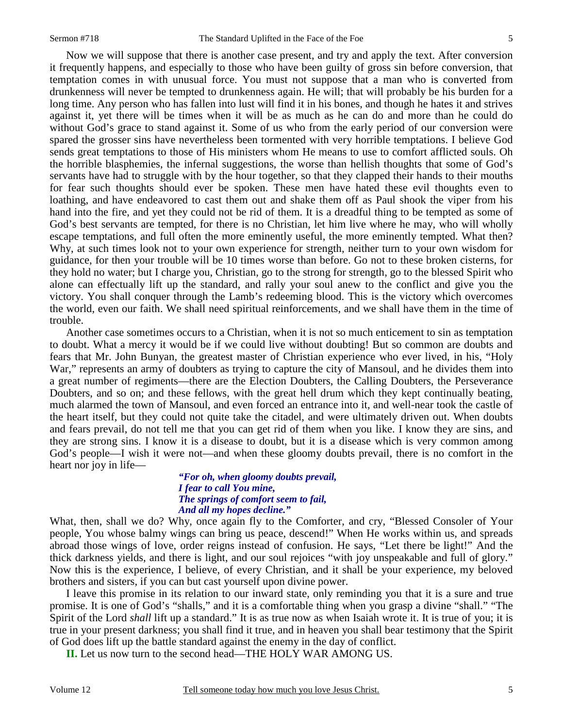Now we will suppose that there is another case present, and try and apply the text. After conversion it frequently happens, and especially to those who have been guilty of gross sin before conversion, that temptation comes in with unusual force. You must not suppose that a man who is converted from drunkenness will never be tempted to drunkenness again. He will; that will probably be his burden for a long time. Any person who has fallen into lust will find it in his bones, and though he hates it and strives against it, yet there will be times when it will be as much as he can do and more than he could do without God's grace to stand against it. Some of us who from the early period of our conversion were spared the grosser sins have nevertheless been tormented with very horrible temptations. I believe God sends great temptations to those of His ministers whom He means to use to comfort afflicted souls. Oh the horrible blasphemies, the infernal suggestions, the worse than hellish thoughts that some of God's servants have had to struggle with by the hour together, so that they clapped their hands to their mouths for fear such thoughts should ever be spoken. These men have hated these evil thoughts even to loathing, and have endeavored to cast them out and shake them off as Paul shook the viper from his hand into the fire, and yet they could not be rid of them. It is a dreadful thing to be tempted as some of God's best servants are tempted, for there is no Christian, let him live where he may, who will wholly escape temptations, and full often the more eminently useful, the more eminently tempted. What then? Why, at such times look not to your own experience for strength, neither turn to your own wisdom for guidance, for then your trouble will be 10 times worse than before. Go not to these broken cisterns, for they hold no water; but I charge you, Christian, go to the strong for strength, go to the blessed Spirit who alone can effectually lift up the standard, and rally your soul anew to the conflict and give you the victory. You shall conquer through the Lamb's redeeming blood. This is the victory which overcomes the world, even our faith. We shall need spiritual reinforcements, and we shall have them in the time of trouble.

Another case sometimes occurs to a Christian, when it is not so much enticement to sin as temptation to doubt. What a mercy it would be if we could live without doubting! But so common are doubts and fears that Mr. John Bunyan, the greatest master of Christian experience who ever lived, in his, "Holy War," represents an army of doubters as trying to capture the city of Mansoul, and he divides them into a great number of regiments—there are the Election Doubters, the Calling Doubters, the Perseverance Doubters, and so on; and these fellows, with the great hell drum which they kept continually beating, much alarmed the town of Mansoul, and even forced an entrance into it, and well-near took the castle of the heart itself, but they could not quite take the citadel, and were ultimately driven out. When doubts and fears prevail, do not tell me that you can get rid of them when you like. I know they are sins, and they are strong sins. I know it is a disease to doubt, but it is a disease which is very common among God's people—I wish it were not—and when these gloomy doubts prevail, there is no comfort in the heart nor joy in life—

> *"For oh, when gloomy doubts prevail,*
> *I fear to call You mine,*
> *The springs of comfort seem to fail,*
> *And all my hopes decline."*

What, then, shall we do? Why, once again fly to the Comforter, and cry, "Blessed Consoler of Your people, You whose balmy wings can bring us peace, descend!" When He works within us, and spreads abroad those wings of love, order reigns instead of confusion. He says, "Let there be light!" And the thick darkness yields, and there is light, and our soul rejoices "with joy unspeakable and full of glory." Now this is the experience, I believe, of every Christian, and it shall be your experience, my beloved brothers and sisters, if you can but cast yourself upon divine power.

I leave this promise in its relation to our inward state, only reminding you that it is a sure and true promise. It is one of God's "shalls," and it is a comfortable thing when you grasp a divine "shall." "The Spirit of the Lord *shall* lift up a standard." It is as true now as when Isaiah wrote it. It is true of you; it is true in your present darkness; you shall find it true, and in heaven you shall bear testimony that the Spirit of God does lift up the battle standard against the enemy in the day of conflict.

**II.** Let us now turn to the second head—THE HOLY WAR AMONG US.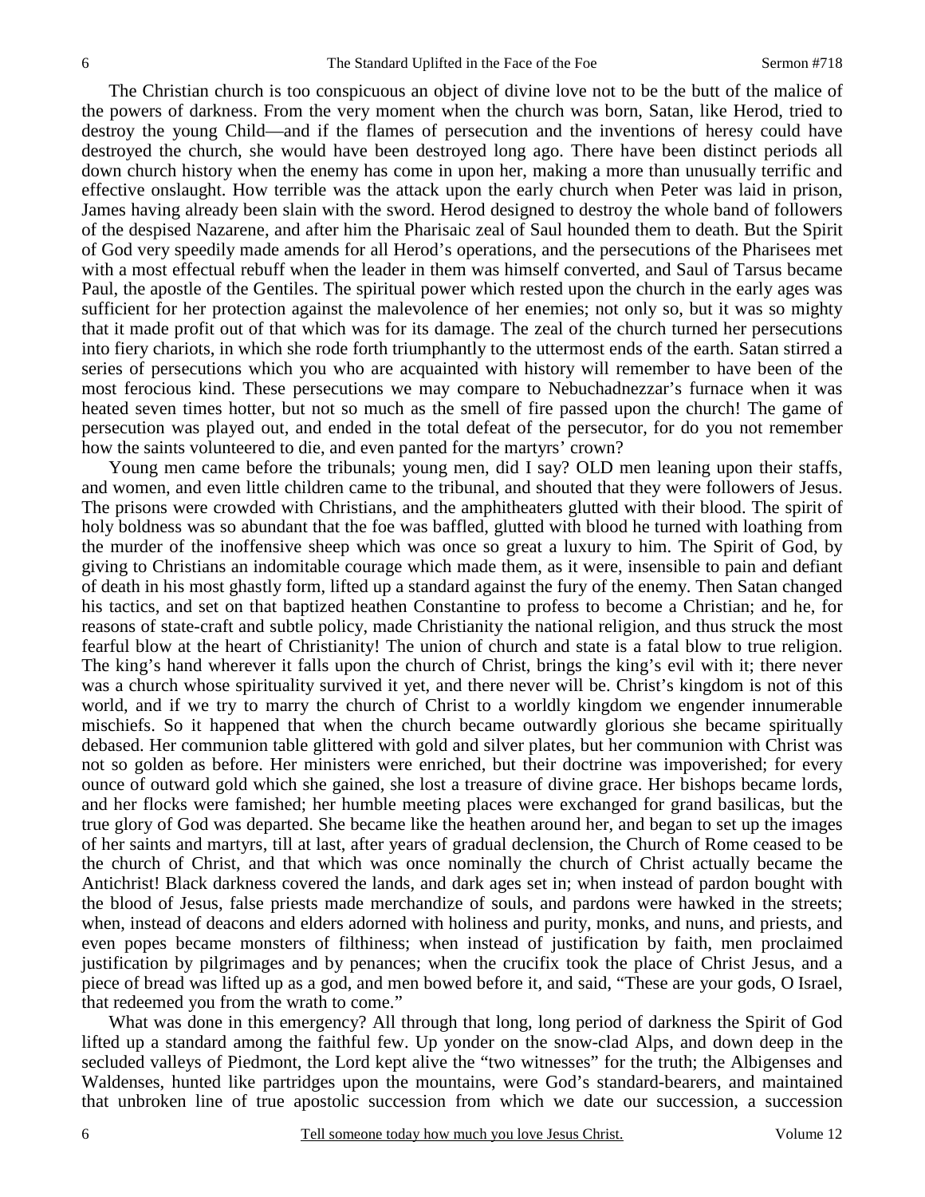The Christian church is too conspicuous an object of divine love not to be the butt of the malice of the powers of darkness. From the very moment when the church was born, Satan, like Herod, tried to destroy the young Child—and if the flames of persecution and the inventions of heresy could have destroyed the church, she would have been destroyed long ago. There have been distinct periods all down church history when the enemy has come in upon her, making a more than unusually terrific and effective onslaught. How terrible was the attack upon the early church when Peter was laid in prison, James having already been slain with the sword. Herod designed to destroy the whole band of followers of the despised Nazarene, and after him the Pharisaic zeal of Saul hounded them to death. But the Spirit of God very speedily made amends for all Herod's operations, and the persecutions of the Pharisees met with a most effectual rebuff when the leader in them was himself converted, and Saul of Tarsus became Paul, the apostle of the Gentiles. The spiritual power which rested upon the church in the early ages was sufficient for her protection against the malevolence of her enemies; not only so, but it was so mighty that it made profit out of that which was for its damage. The zeal of the church turned her persecutions into fiery chariots, in which she rode forth triumphantly to the uttermost ends of the earth. Satan stirred a series of persecutions which you who are acquainted with history will remember to have been of the most ferocious kind. These persecutions we may compare to Nebuchadnezzar's furnace when it was heated seven times hotter, but not so much as the smell of fire passed upon the church! The game of persecution was played out, and ended in the total defeat of the persecutor, for do you not remember how the saints volunteered to die, and even panted for the martyrs' crown?

Young men came before the tribunals; young men, did I say? OLD men leaning upon their staffs, and women, and even little children came to the tribunal, and shouted that they were followers of Jesus. The prisons were crowded with Christians, and the amphitheaters glutted with their blood. The spirit of holy boldness was so abundant that the foe was baffled, glutted with blood he turned with loathing from the murder of the inoffensive sheep which was once so great a luxury to him. The Spirit of God, by giving to Christians an indomitable courage which made them, as it were, insensible to pain and defiant of death in his most ghastly form, lifted up a standard against the fury of the enemy. Then Satan changed his tactics, and set on that baptized heathen Constantine to profess to become a Christian; and he, for reasons of state-craft and subtle policy, made Christianity the national religion, and thus struck the most fearful blow at the heart of Christianity! The union of church and state is a fatal blow to true religion. The king's hand wherever it falls upon the church of Christ, brings the king's evil with it; there never was a church whose spirituality survived it yet, and there never will be. Christ's kingdom is not of this world, and if we try to marry the church of Christ to a worldly kingdom we engender innumerable mischiefs. So it happened that when the church became outwardly glorious she became spiritually debased. Her communion table glittered with gold and silver plates, but her communion with Christ was not so golden as before. Her ministers were enriched, but their doctrine was impoverished; for every ounce of outward gold which she gained, she lost a treasure of divine grace. Her bishops became lords, and her flocks were famished; her humble meeting places were exchanged for grand basilicas, but the true glory of God was departed. She became like the heathen around her, and began to set up the images of her saints and martyrs, till at last, after years of gradual declension, the Church of Rome ceased to be the church of Christ, and that which was once nominally the church of Christ actually became the Antichrist! Black darkness covered the lands, and dark ages set in; when instead of pardon bought with the blood of Jesus, false priests made merchandize of souls, and pardons were hawked in the streets; when, instead of deacons and elders adorned with holiness and purity, monks, and nuns, and priests, and even popes became monsters of filthiness; when instead of justification by faith, men proclaimed justification by pilgrimages and by penances; when the crucifix took the place of Christ Jesus, and a piece of bread was lifted up as a god, and men bowed before it, and said, "These are your gods, O Israel, that redeemed you from the wrath to come."

What was done in this emergency? All through that long, long period of darkness the Spirit of God lifted up a standard among the faithful few. Up yonder on the snow-clad Alps, and down deep in the secluded valleys of Piedmont, the Lord kept alive the "two witnesses" for the truth; the Albigenses and Waldenses, hunted like partridges upon the mountains, were God's standard-bearers, and maintained that unbroken line of true apostolic succession from which we date our succession, a succession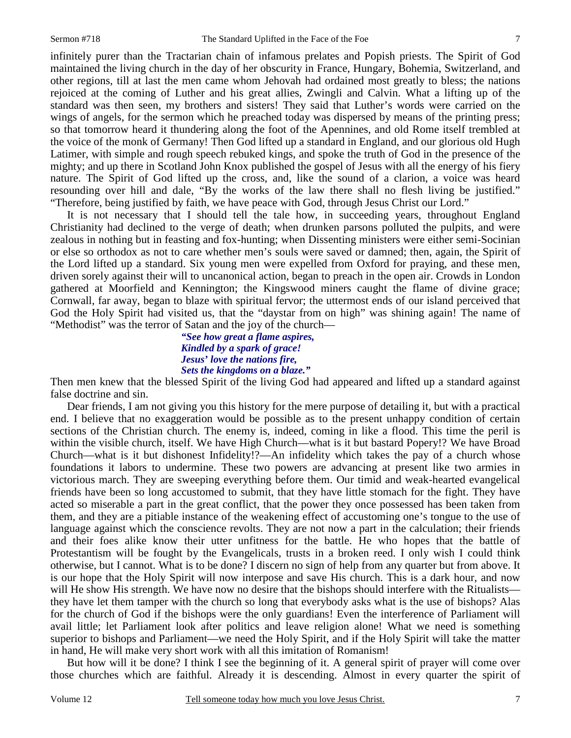infinitely purer than the Tractarian chain of infamous prelates and Popish priests. The Spirit of God maintained the living church in the day of her obscurity in France, Hungary, Bohemia, Switzerland, and other regions, till at last the men came whom Jehovah had ordained most greatly to bless; the nations rejoiced at the coming of Luther and his great allies, Zwingli and Calvin. What a lifting up of the standard was then seen, my brothers and sisters! They said that Luther's words were carried on the wings of angels, for the sermon which he preached today was dispersed by means of the printing press; so that tomorrow heard it thundering along the foot of the Apennines, and old Rome itself trembled at the voice of the monk of Germany! Then God lifted up a standard in England, and our glorious old Hugh Latimer, with simple and rough speech rebuked kings, and spoke the truth of God in the presence of the mighty; and up there in Scotland John Knox published the gospel of Jesus with all the energy of his fiery nature. The Spirit of God lifted up the cross, and, like the sound of a clarion, a voice was heard resounding over hill and dale, "By the works of the law there shall no flesh living be justified." "Therefore, being justified by faith, we have peace with God, through Jesus Christ our Lord."

It is not necessary that I should tell the tale how, in succeeding years, throughout England Christianity had declined to the verge of death; when drunken parsons polluted the pulpits, and were zealous in nothing but in feasting and fox-hunting; when Dissenting ministers were either semi-Socinian or else so orthodox as not to care whether men's souls were saved or damned; then, again, the Spirit of the Lord lifted up a standard. Six young men were expelled from Oxford for praying, and these men, driven sorely against their will to uncanonical action, began to preach in the open air. Crowds in London gathered at Moorfield and Kennington; the Kingswood miners caught the flame of divine grace; Cornwall, far away, began to blaze with spiritual fervor; the uttermost ends of our island perceived that God the Holy Spirit had visited us, that the "daystar from on high" was shining again! The name of "Methodist" was the terror of Satan and the joy of the church—

> ***"See how great a flame aspires,***
> ***Kindled by a spark of grace!***
> ***Jesus' love the nations fire,***
> ***Sets the kingdoms on a blaze."***

Then men knew that the blessed Spirit of the living God had appeared and lifted up a standard against false doctrine and sin.

Dear friends, I am not giving you this history for the mere purpose of detailing it, but with a practical end. I believe that no exaggeration would be possible as to the present unhappy condition of certain sections of the Christian church. The enemy is, indeed, coming in like a flood. This time the peril is within the visible church, itself. We have High Church—what is it but bastard Popery!? We have Broad Church—what is it but dishonest Infidelity!?—An infidelity which takes the pay of a church whose foundations it labors to undermine. These two powers are advancing at present like two armies in victorious march. They are sweeping everything before them. Our timid and weak-hearted evangelical friends have been so long accustomed to submit, that they have little stomach for the fight. They have acted so miserable a part in the great conflict, that the power they once possessed has been taken from them, and they are a pitiable instance of the weakening effect of accustoming one's tongue to the use of language against which the conscience revolts. They are not now a part in the calculation; their friends and their foes alike know their utter unfitness for the battle. He who hopes that the battle of Protestantism will be fought by the Evangelicals, trusts in a broken reed. I only wish I could think otherwise, but I cannot. What is to be done? I discern no sign of help from any quarter but from above. It is our hope that the Holy Spirit will now interpose and save His church. This is a dark hour, and now will He show His strength. We have now no desire that the bishops should interfere with the Ritualists—they have let them tamper with the church so long that everybody asks what is the use of bishops? Alas for the church of God if the bishops were the only guardians! Even the interference of Parliament will avail little; let Parliament look after politics and leave religion alone! What we need is something superior to bishops and Parliament—we need the Holy Spirit, and if the Holy Spirit will take the matter in hand, He will make very short work with all this imitation of Romanism!

But how will it be done? I think I see the beginning of it. A general spirit of prayer will come over those churches which are faithful. Already it is descending. Almost in every quarter the spirit of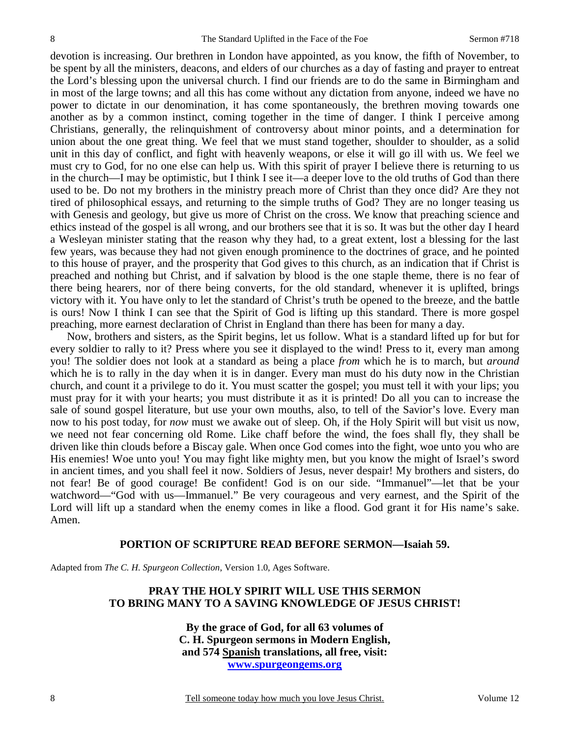devotion is increasing. Our brethren in London have appointed, as you know, the fifth of November, to be spent by all the ministers, deacons, and elders of our churches as a day of fasting and prayer to entreat the Lord's blessing upon the universal church. I find our friends are to do the same in Birmingham and in most of the large towns; and all this has come without any dictation from anyone, indeed we have no power to dictate in our denomination, it has come spontaneously, the brethren moving towards one another as by a common instinct, coming together in the time of danger. I think I perceive among Christians, generally, the relinquishment of controversy about minor points, and a determination for union about the one great thing. We feel that we must stand together, shoulder to shoulder, as a solid unit in this day of conflict, and fight with heavenly weapons, or else it will go ill with us. We feel we must cry to God, for no one else can help us. With this spirit of prayer I believe there is returning to us in the church—I may be optimistic, but I think I see it—a deeper love to the old truths of God than there used to be. Do not my brothers in the ministry preach more of Christ than they once did? Are they not tired of philosophical essays, and returning to the simple truths of God? They are no longer teasing us with Genesis and geology, but give us more of Christ on the cross. We know that preaching science and ethics instead of the gospel is all wrong, and our brothers see that it is so. It was but the other day I heard a Wesleyan minister stating that the reason why they had, to a great extent, lost a blessing for the last few years, was because they had not given enough prominence to the doctrines of grace, and he pointed to this house of prayer, and the prosperity that God gives to this church, as an indication that if Christ is preached and nothing but Christ, and if salvation by blood is the one staple theme, there is no fear of there being hearers, nor of there being converts, for the old standard, whenever it is uplifted, brings victory with it. You have only to let the standard of Christ's truth be opened to the breeze, and the battle is ours! Now I think I can see that the Spirit of God is lifting up this standard. There is more gospel preaching, more earnest declaration of Christ in England than there has been for many a day.

Now, brothers and sisters, as the Spirit begins, let us follow. What is a standard lifted up for but for every soldier to rally to it? Press where you see it displayed to the wind! Press to it, every man among you! The soldier does not look at a standard as being a place *from* which he is to march, but *around* which he is to rally in the day when it is in danger. Every man must do his duty now in the Christian church, and count it a privilege to do it. You must scatter the gospel; you must tell it with your lips; you must pray for it with your hearts; you must distribute it as it is printed! Do all you can to increase the sale of sound gospel literature, but use your own mouths, also, to tell of the Savior's love. Every man now to his post today, for *now* must we awake out of sleep. Oh, if the Holy Spirit will but visit us now, we need not fear concerning old Rome. Like chaff before the wind, the foes shall fly, they shall be driven like thin clouds before a Biscay gale. When once God comes into the fight, woe unto you who are His enemies! Woe unto you! You may fight like mighty men, but you know the might of Israel's sword in ancient times, and you shall feel it now. Soldiers of Jesus, never despair! My brothers and sisters, do not fear! Be of good courage! Be confident! God is on our side. "Immanuel"—let that be your watchword—"God with us—Immanuel." Be very courageous and very earnest, and the Spirit of the Lord will lift up a standard when the enemy comes in like a flood. God grant it for His name's sake. Amen.

**PORTION OF SCRIPTURE READ BEFORE SERMON—Isaiah 59.**

Adapted from *The C. H. Spurgeon Collection*, Version 1.0, Ages Software.

**PRAY THE HOLY SPIRIT WILL USE THIS SERMON TO BRING MANY TO A SAVING KNOWLEDGE OF JESUS CHRIST!**

**By the grace of God, for all 63 volumes of C. H. Spurgeon sermons in Modern English, and 574 Spanish translations, all free, visit: www.spurgeongems.org**